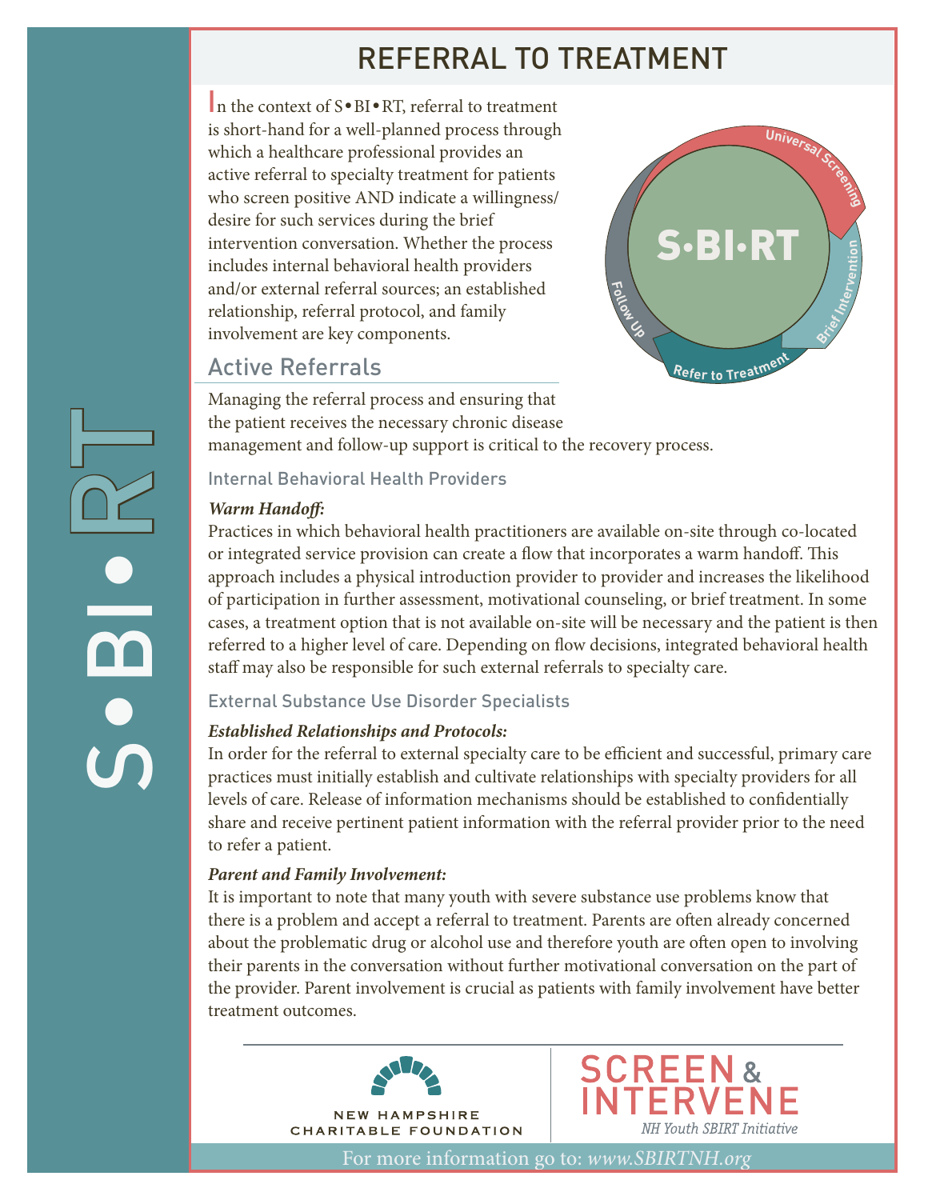# REFERRAL TO TREATMENT

In the context of S•BI•RT, referral to treatment is short-hand for a well-planned process through which a healthcare professional provides an active referral to specialty treatment for patients who screen positive AND indicate a willingness/desire for such services during the brief intervention conversation. Whether the process includes internal behavioral health providers and/or external referral sources; an established relationship, referral protocol, and family involvement are key components.

## Active Referrals

Managing the referral process and ensuring that the patient receives the necessary chronic disease management and follow-up support is critical to the recovery process.

### Internal Behavioral Health Providers

***Warm Handoff:***

Practices in which behavioral health practitioners are available on-site through co-located or integrated service provision can create a flow that incorporates a warm handoff. This approach includes a physical introduction provider to provider and increases the likelihood of participation in further assessment, motivational counseling, or brief treatment. In some cases, a treatment option that is not available on-site will be necessary and the patient is then referred to a higher level of care. Depending on flow decisions, integrated behavioral health staff may also be responsible for such external referrals to specialty care.

### External Substance Use Disorder Specialists

***Established Relationships and Protocols:***

In order for the referral to external specialty care to be efficient and successful, primary care practices must initially establish and cultivate relationships with specialty providers for all levels of care. Release of information mechanisms should be established to confidentially share and receive pertinent patient information with the referral provider prior to the need to refer a patient.

***Parent and Family Involvement:***

It is important to note that many youth with severe substance use problems know that there is a problem and accept a referral to treatment. Parents are often already concerned about the problematic drug or alcohol use and therefore youth are often open to involving their parents in the conversation without further motivational conversation on the part of the provider. Parent involvement is crucial as patients with family involvement have better treatment outcomes.

NEW HAMPSHIRE CHARITABLE FOUNDATION

SCREEN & INTERVENE
*NH Youth SBIRT Initiative*

For more information go to: *www.SBIRTNH.org*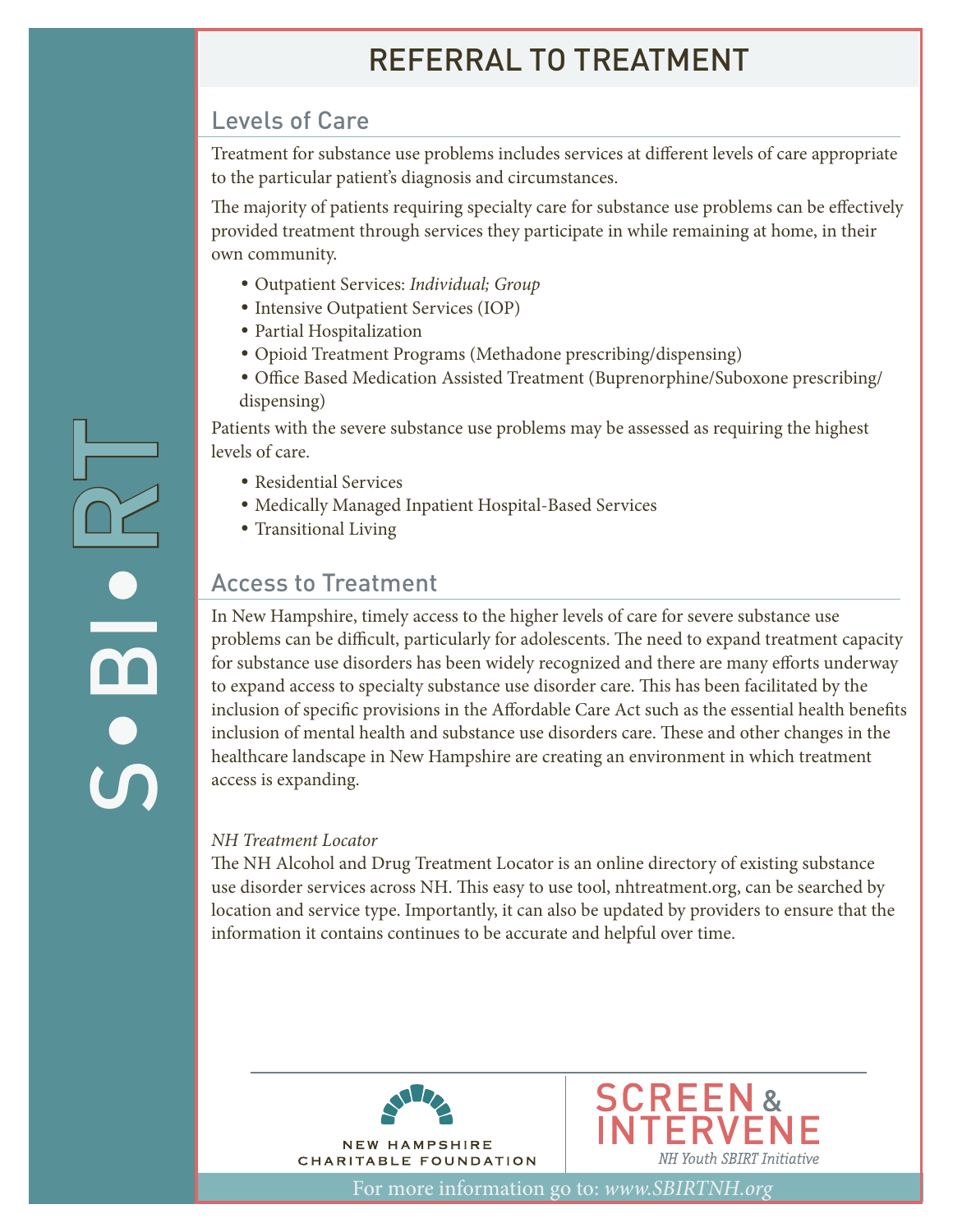# REFERRAL TO TREATMENT

## Levels of Care

Treatment for substance use problems includes services at different levels of care appropriate to the particular patient's diagnosis and circumstances.

The majority of patients requiring specialty care for substance use problems can be effectively provided treatment through services they participate in while remaining at home, in their own community.

- Outpatient Services: *Individual; Group*
- Intensive Outpatient Services (IOP)
- Partial Hospitalization
- Opioid Treatment Programs (Methadone prescribing/dispensing)
- Office Based Medication Assisted Treatment (Buprenorphine/Suboxone prescribing/dispensing)

Patients with the severe substance use problems may be assessed as requiring the highest levels of care.

- Residential Services
- Medically Managed Inpatient Hospital-Based Services
- Transitional Living

## Access to Treatment

In New Hampshire, timely access to the higher levels of care for severe substance use problems can be difficult, particularly for adolescents. The need to expand treatment capacity for substance use disorders has been widely recognized and there are many efforts underway to expand access to specialty substance use disorder care. This has been facilitated by the inclusion of specific provisions in the Affordable Care Act such as the essential health benefits inclusion of mental health and substance use disorders care. These and other changes in the healthcare landscape in New Hampshire are creating an environment in which treatment access is expanding.

*NH Treatment Locator*

The NH Alcohol and Drug Treatment Locator is an online directory of existing substance use disorder services across NH. This easy to use tool, nhtreatment.org, can be searched by location and service type. Importantly, it can also be updated by providers to ensure that the information it contains continues to be accurate and helpful over time.

NEW HAMPSHIRE CHARITABLE FOUNDATION

SCREEN & INTERVENE

*NH Youth SBIRT Initiative*

For more information go to: *www.SBIRTNH.org*